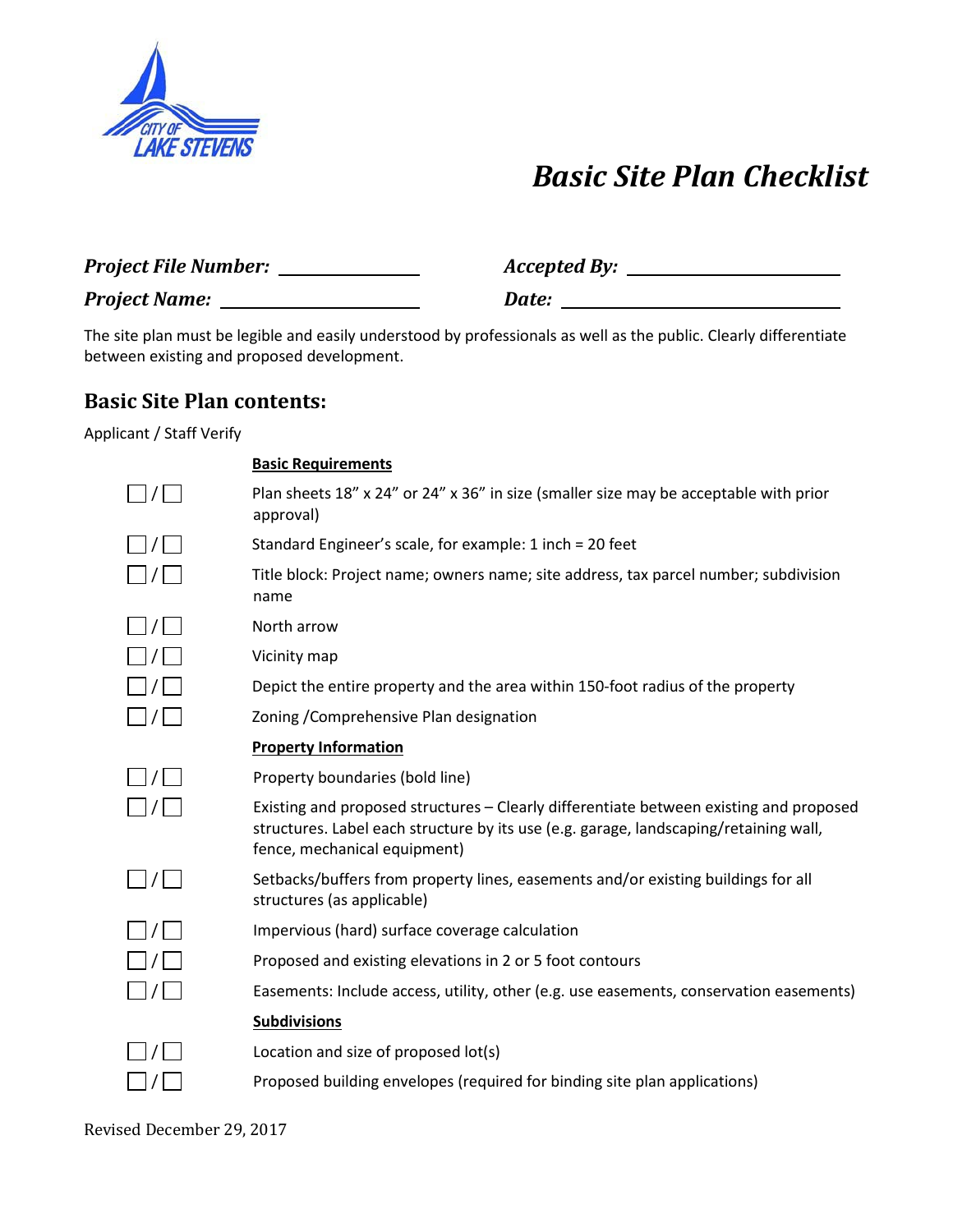CITY OF LAKE STEVENS

# *Basic Site Plan Checklist*

***Project File Number:*** \_\_\_\_\_\_\_\_\_\_\_\_\_\_ ***Accepted By:*** \_\_\_\_\_\_\_\_\_\_\_\_\_\_\_\_\_\_\_\_

***Project Name:*** \_\_\_\_\_\_\_\_\_\_\_\_\_\_\_\_\_\_ ***Date:*** \_\_\_\_\_\_\_\_\_\_\_\_\_\_\_\_\_\_\_\_\_\_\_\_\_\_

The site plan must be legible and easily understood by professionals as well as the public. Clearly differentiate between existing and proposed development.

## Basic Site Plan contents:

Applicant / Staff Verify

**Basic Requirements**

- ☐ / ☐ Plan sheets 18" x 24" or 24" x 36" in size (smaller size may be acceptable with prior approval)
- ☐ / ☐ Standard Engineer's scale, for example: 1 inch = 20 feet
- ☐ / ☐ Title block: Project name; owners name; site address, tax parcel number; subdivision name
- ☐ / ☐ North arrow
- ☐ / ☐ Vicinity map
- ☐ / ☐ Depict the entire property and the area within 150-foot radius of the property
- ☐ / ☐ Zoning /Comprehensive Plan designation

**Property Information**

- ☐ / ☐ Property boundaries (bold line)
- ☐ / ☐ Existing and proposed structures – Clearly differentiate between existing and proposed structures. Label each structure by its use (e.g. garage, landscaping/retaining wall, fence, mechanical equipment)
- ☐ / ☐ Setbacks/buffers from property lines, easements and/or existing buildings for all structures (as applicable)
- ☐ / ☐ Impervious (hard) surface coverage calculation
- ☐ / ☐ Proposed and existing elevations in 2 or 5 foot contours
- ☐ / ☐ Easements: Include access, utility, other (e.g. use easements, conservation easements)

**Subdivisions**

- ☐ / ☐ Location and size of proposed lot(s)
- ☐ / ☐ Proposed building envelopes (required for binding site plan applications)

Revised December 29, 2017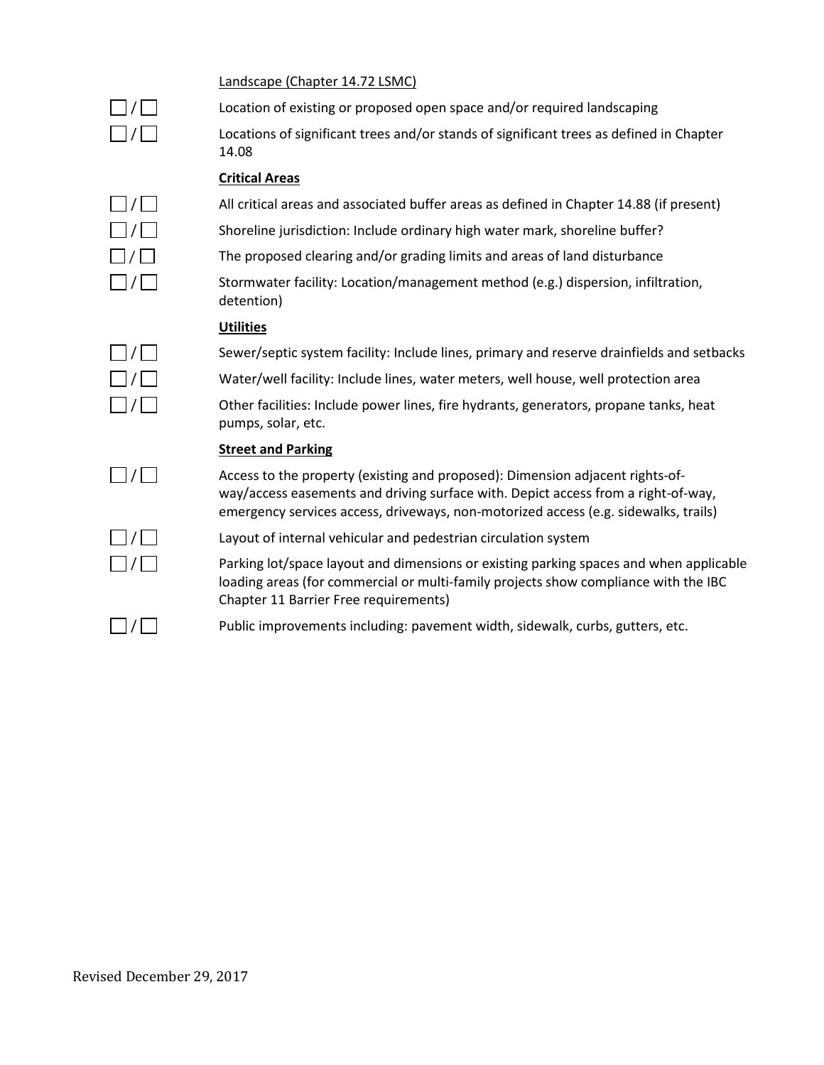Landscape (Chapter 14.72 LSMC)

☐ / ☐ Location of existing or proposed open space and/or required landscaping

☐ / ☐ Locations of significant trees and/or stands of significant trees as defined in Chapter 14.08

**Critical Areas**

☐ / ☐ All critical areas and associated buffer areas as defined in Chapter 14.88 (if present)

☐ / ☐ Shoreline jurisdiction: Include ordinary high water mark, shoreline buffer?

☐ / ☐ The proposed clearing and/or grading limits and areas of land disturbance

☐ / ☐ Stormwater facility: Location/management method (e.g.) dispersion, infiltration, detention)

**Utilities**

☐ / ☐ Sewer/septic system facility: Include lines, primary and reserve drainfields and setbacks

☐ / ☐ Water/well facility: Include lines, water meters, well house, well protection area

☐ / ☐ Other facilities: Include power lines, fire hydrants, generators, propane tanks, heat pumps, solar, etc.

**Street and Parking**

☐ / ☐ Access to the property (existing and proposed): Dimension adjacent rights-of-way/access easements and driving surface with. Depict access from a right-of-way, emergency services access, driveways, non-motorized access (e.g. sidewalks, trails)

☐ / ☐ Layout of internal vehicular and pedestrian circulation system

☐ / ☐ Parking lot/space layout and dimensions or existing parking spaces and when applicable loading areas (for commercial or multi-family projects show compliance with the IBC Chapter 11 Barrier Free requirements)

☐ / ☐ Public improvements including: pavement width, sidewalk, curbs, gutters, etc.

Revised December 29, 2017